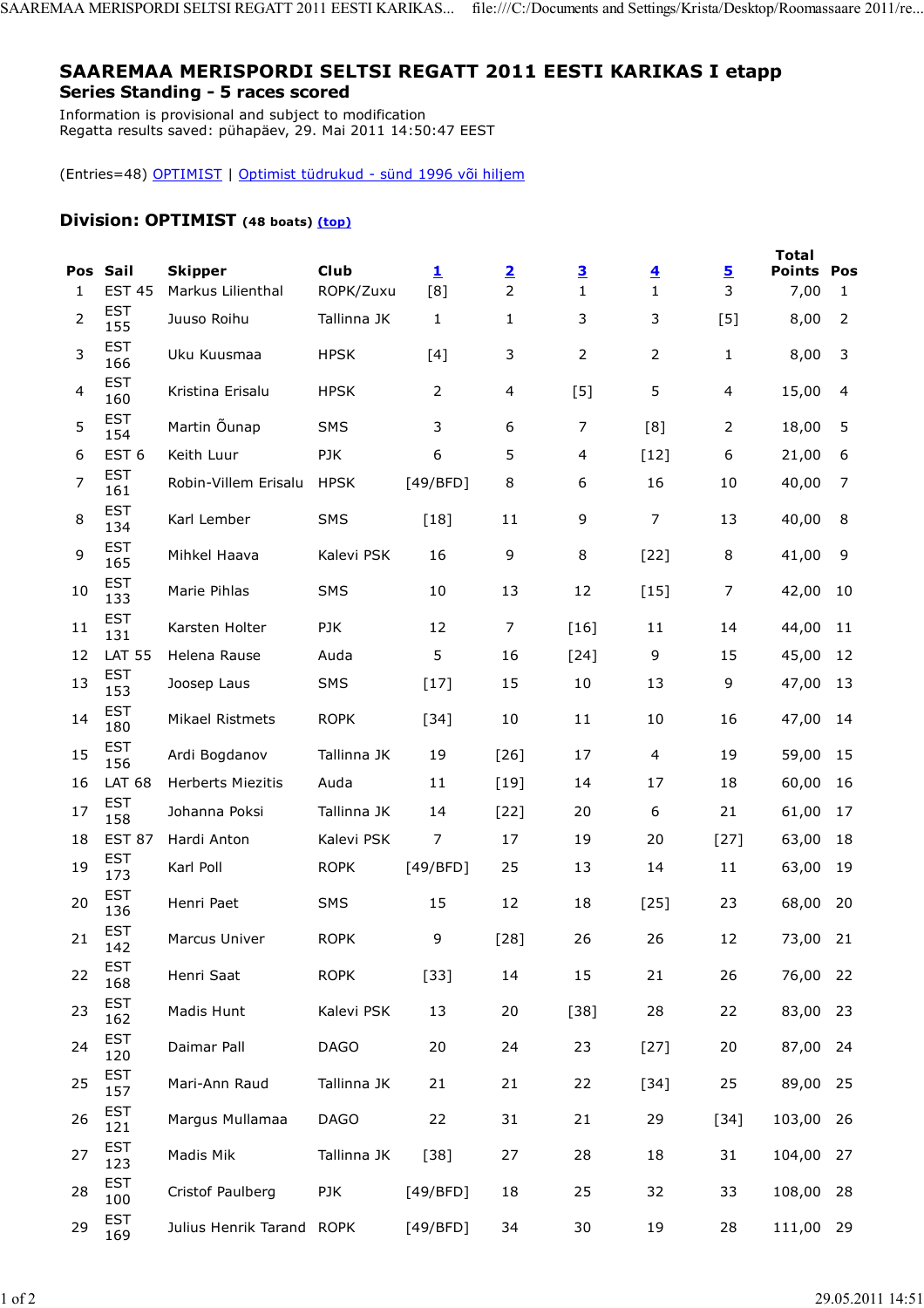# SAAREMAA MERISPORDI SELTSI REGATT 2011 EESTI KARIKAS I etapp

## Series Standing - 5 races scored

Information is provisional and subject to modification
Regatta results saved: pühapäev, 29. Mai 2011 14:50:47 EEST

(Entries=48) OPTIMIST | Optimist tüdrukud - sünd 1996 või hiljem

### Division: OPTIMIST (48 boats) (top)

| Pos | Sail | Skipper | Club | 1 | 2 | 3 | 4 | 5 | Total Points | Pos |
|---|---|---|---|---|---|---|---|---|---|---|
| 1 | EST 45 | Markus Lilienthal | ROPK/Zuxu | [8] | 2 | 1 | 1 | 3 | 7,00 | 1 |
| 2 | EST 155 | Juuso Roihu | Tallinna JK | 1 | 1 | 3 | 3 | [5] | 8,00 | 2 |
| 3 | EST 166 | Uku Kuusmaa | HPSK | [4] | 3 | 2 | 2 | 1 | 8,00 | 3 |
| 4 | EST 160 | Kristina Erisalu | HPSK | 2 | 4 | [5] | 5 | 4 | 15,00 | 4 |
| 5 | EST 154 | Martin Õunap | SMS | 3 | 6 | 7 | [8] | 2 | 18,00 | 5 |
| 6 | EST 6 | Keith Luur | PJK | 6 | 5 | 4 | [12] | 6 | 21,00 | 6 |
| 7 | EST 161 | Robin-Villem Erisalu | HPSK | [49/BFD] | 8 | 6 | 16 | 10 | 40,00 | 7 |
| 8 | EST 134 | Karl Lember | SMS | [18] | 11 | 9 | 7 | 13 | 40,00 | 8 |
| 9 | EST 165 | Mihkel Haava | Kalevi PSK | 16 | 9 | 8 | [22] | 8 | 41,00 | 9 |
| 10 | EST 133 | Marie Pihlas | SMS | 10 | 13 | 12 | [15] | 7 | 42,00 | 10 |
| 11 | EST 131 | Karsten Holter | PJK | 12 | 7 | [16] | 11 | 14 | 44,00 | 11 |
| 12 | LAT 55 | Helena Rause | Auda | 5 | 16 | [24] | 9 | 15 | 45,00 | 12 |
| 13 | EST 153 | Joosep Laus | SMS | [17] | 15 | 10 | 13 | 9 | 47,00 | 13 |
| 14 | EST 180 | Mikael Ristmets | ROPK | [34] | 10 | 11 | 10 | 16 | 47,00 | 14 |
| 15 | EST 156 | Ardi Bogdanov | Tallinna JK | 19 | [26] | 17 | 4 | 19 | 59,00 | 15 |
| 16 | LAT 68 | Herberts Miezitis | Auda | 11 | [19] | 14 | 17 | 18 | 60,00 | 16 |
| 17 | EST 158 | Johanna Poksi | Tallinna JK | 14 | [22] | 20 | 6 | 21 | 61,00 | 17 |
| 18 | EST 87 | Hardi Anton | Kalevi PSK | 7 | 17 | 19 | 20 | [27] | 63,00 | 18 |
| 19 | EST 173 | Karl Poll | ROPK | [49/BFD] | 25 | 13 | 14 | 11 | 63,00 | 19 |
| 20 | EST 136 | Henri Paet | SMS | 15 | 12 | 18 | [25] | 23 | 68,00 | 20 |
| 21 | EST 142 | Marcus Univer | ROPK | 9 | [28] | 26 | 26 | 12 | 73,00 | 21 |
| 22 | EST 168 | Henri Saat | ROPK | [33] | 14 | 15 | 21 | 26 | 76,00 | 22 |
| 23 | EST 162 | Madis Hunt | Kalevi PSK | 13 | 20 | [38] | 28 | 22 | 83,00 | 23 |
| 24 | EST 120 | Daimar Pall | DAGO | 20 | 24 | 23 | [27] | 20 | 87,00 | 24 |
| 25 | EST 157 | Mari-Ann Raud | Tallinna JK | 21 | 21 | 22 | [34] | 25 | 89,00 | 25 |
| 26 | EST 121 | Margus Mullamaa | DAGO | 22 | 31 | 21 | 29 | [34] | 103,00 | 26 |
| 27 | EST 123 | Madis Mik | Tallinna JK | [38] | 27 | 28 | 18 | 31 | 104,00 | 27 |
| 28 | EST 100 | Cristof Paulberg | PJK | [49/BFD] | 18 | 25 | 32 | 33 | 108,00 | 28 |
| 29 | EST 169 | Julius Henrik Tarand | ROPK | [49/BFD] | 34 | 30 | 19 | 28 | 111,00 | 29 |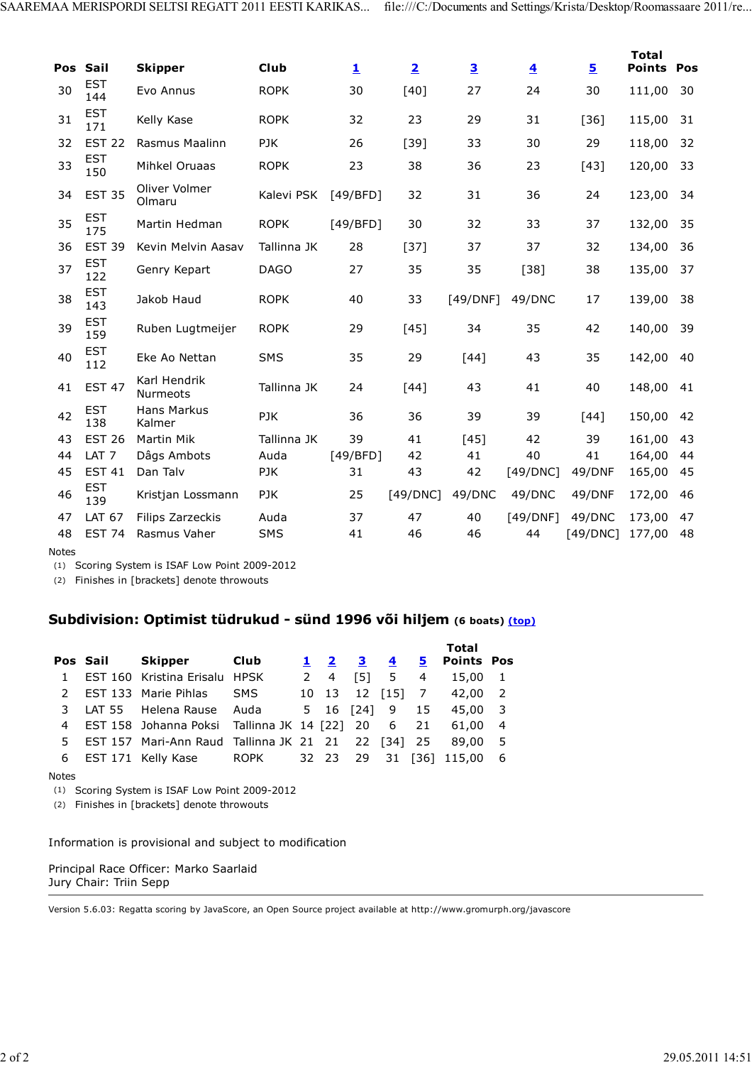| Pos | Sail | Skipper | Club | 1 | 2 | 3 | 4 | 5 | Total Points | Pos |
|---|---|---|---|---|---|---|---|---|---|---|
| 30 | EST 144 | Evo Annus | ROPK | 30 | [40] | 27 | 24 | 30 | 111,00 | 30 |
| 31 | EST 171 | Kelly Kase | ROPK | 32 | 23 | 29 | 31 | [36] | 115,00 | 31 |
| 32 | EST 22 | Rasmus Maalinn | PJK | 26 | [39] | 33 | 30 | 29 | 118,00 | 32 |
| 33 | EST 150 | Mihkel Oruaas | ROPK | 23 | 38 | 36 | 23 | [43] | 120,00 | 33 |
| 34 | EST 35 | Oliver Volmer Olmaru | Kalevi PSK | [49/BFD] | 32 | 31 | 36 | 24 | 123,00 | 34 |
| 35 | EST 175 | Martin Hedman | ROPK | [49/BFD] | 30 | 32 | 33 | 37 | 132,00 | 35 |
| 36 | EST 39 | Kevin Melvin Aasav | Tallinna JK | 28 | [37] | 37 | 37 | 32 | 134,00 | 36 |
| 37 | EST 122 | Genry Kepart | DAGO | 27 | 35 | 35 | [38] | 38 | 135,00 | 37 |
| 38 | EST 143 | Jakob Haud | ROPK | 40 | 33 | [49/DNF] | 49/DNC | 17 | 139,00 | 38 |
| 39 | EST 159 | Ruben Lugtmeijer | ROPK | 29 | [45] | 34 | 35 | 42 | 140,00 | 39 |
| 40 | EST 112 | Eke Ao Nettan | SMS | 35 | 29 | [44] | 43 | 35 | 142,00 | 40 |
| 41 | EST 47 | Karl Hendrik Nurmeots | Tallinna JK | 24 | [44] | 43 | 41 | 40 | 148,00 | 41 |
| 42 | EST 138 | Hans Markus Kalmer | PJK | 36 | 36 | 39 | 39 | [44] | 150,00 | 42 |
| 43 | EST 26 | Martin Mik | Tallinna JK | 39 | 41 | [45] | 42 | 39 | 161,00 | 43 |
| 44 | LAT 7 | Dâgs Ambots | Auda | [49/BFD] | 42 | 41 | 40 | 41 | 164,00 | 44 |
| 45 | EST 41 | Dan Talv | PJK | 31 | 43 | 42 | [49/DNC] | 49/DNF | 165,00 | 45 |
| 46 | EST 139 | Kristjan Lossmann | PJK | 25 | [49/DNC] | 49/DNC | 49/DNC | 49/DNF | 172,00 | 46 |
| 47 | LAT 67 | Filips Zarzeckis | Auda | 37 | 47 | 40 | [49/DNF] | 49/DNC | 173,00 | 47 |
| 48 | EST 74 | Rasmus Vaher | SMS | 41 | 46 | 46 | 44 | [49/DNC] | 177,00 | 48 |

Notes

(1) Scoring System is ISAF Low Point 2009-2012

(2) Finishes in [brackets] denote throwouts

## Subdivision: Optimist tüdrukud - sünd 1996 või hiljem (6 boats) (top)

| Pos | Sail | Skipper | Club | 1 | 2 | 3 | 4 | 5 | Total Points | Pos |
|---|---|---|---|---|---|---|---|---|---|---|
| 1 | EST 160 | Kristina Erisalu | HPSK | 2 | 4 | [5] | 5 | 4 | 15,00 | 1 |
| 2 | EST 133 | Marie Pihlas | SMS | 10 | 13 | 12 | [15] | 7 | 42,00 | 2 |
| 3 | LAT 55 | Helena Rause | Auda | 5 | 16 | [24] | 9 | 15 | 45,00 | 3 |
| 4 | EST 158 | Johanna Poksi | Tallinna JK | 14 | [22] | 20 | 6 | 21 | 61,00 | 4 |
| 5 | EST 157 | Mari-Ann Raud | Tallinna JK | 21 | 21 | 22 | [34] | 25 | 89,00 | 5 |
| 6 | EST 171 | Kelly Kase | ROPK | 32 | 23 | 29 | 31 | [36] | 115,00 | 6 |

Notes

(1) Scoring System is ISAF Low Point 2009-2012

(2) Finishes in [brackets] denote throwouts

Information is provisional and subject to modification

Principal Race Officer: Marko Saarlaid
Jury Chair: Triin Sepp

Version 5.6.03: Regatta scoring by JavaScore, an Open Source project available at http://www.gromurph.org/javascore